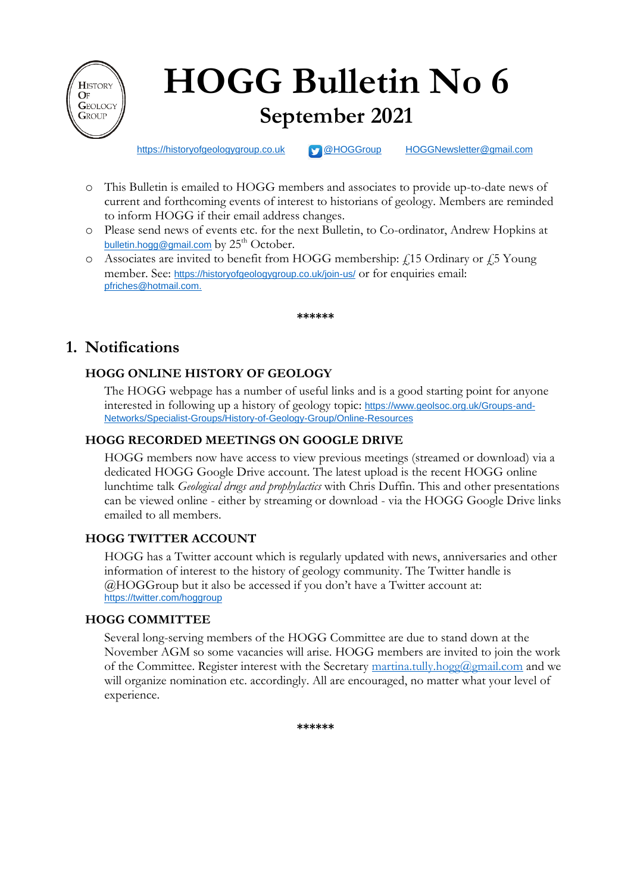# HOGG Bulletin No 6

## September 2021

https://historyofgeologygroup.co.uk @HOGGroup HOGGNewsletter@gmail.com

- This Bulletin is emailed to HOGG members and associates to provide up-to-date news of current and forthcoming events of interest to historians of geology. Members are reminded to inform HOGG if their email address changes.
- Please send news of events etc. for the next Bulletin, to Co-ordinator, Andrew Hopkins at bulletin.hogg@gmail.com by 25th October.
- Associates are invited to benefit from HOGG membership: £15 Ordinary or £5 Young member. See: https://historyofgeologygroup.co.uk/join-us/ or for enquiries email: pfriches@hotmail.com.

\*\*\*\*\*\*

## 1. Notifications

### HOGG ONLINE HISTORY OF GEOLOGY

The HOGG webpage has a number of useful links and is a good starting point for anyone interested in following up a history of geology topic: https://www.geolsoc.org.uk/Groups-and-Networks/Specialist-Groups/History-of-Geology-Group/Online-Resources

### HOGG RECORDED MEETINGS ON GOOGLE DRIVE

HOGG members now have access to view previous meetings (streamed or download) via a dedicated HOGG Google Drive account. The latest upload is the recent HOGG online lunchtime talk *Geological drugs and prophylactics* with Chris Duffin. This and other presentations can be viewed online - either by streaming or download - via the HOGG Google Drive links emailed to all members.

### HOGG TWITTER ACCOUNT

HOGG has a Twitter account which is regularly updated with news, anniversaries and other information of interest to the history of geology community. The Twitter handle is @HOGGroup but it also be accessed if you don't have a Twitter account at: https://twitter.com/hoggroup

### HOGG COMMITTEE

Several long-serving members of the HOGG Committee are due to stand down at the November AGM so some vacancies will arise. HOGG members are invited to join the work of the Committee. Register interest with the Secretary martina.tully.hogg@gmail.com and we will organize nomination etc. accordingly. All are encouraged, no matter what your level of experience.

\*\*\*\*\*\*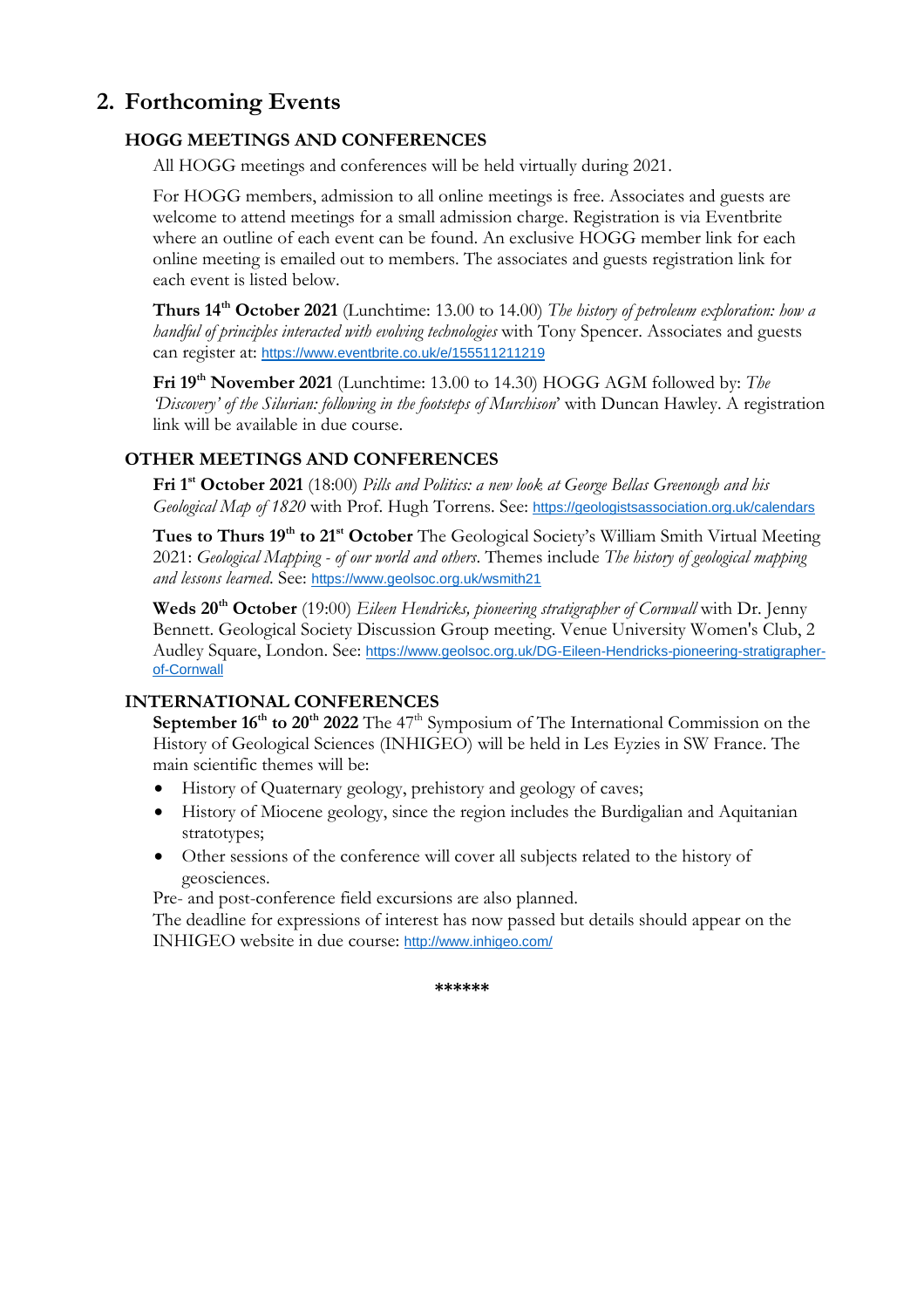## 2. Forthcoming Events

### HOGG MEETINGS AND CONFERENCES

All HOGG meetings and conferences will be held virtually during 2021.

For HOGG members, admission to all online meetings is free. Associates and guests are welcome to attend meetings for a small admission charge. Registration is via Eventbrite where an outline of each event can be found. An exclusive HOGG member link for each online meeting is emailed out to members. The associates and guests registration link for each event is listed below.

**Thurs 14th October 2021** (Lunchtime: 13.00 to 14.00) *The history of petroleum exploration: how a handful of principles interacted with evolving technologies* with Tony Spencer. Associates and guests can register at: https://www.eventbrite.co.uk/e/155511211219

**Fri 19th November 2021** (Lunchtime: 13.00 to 14.30) HOGG AGM followed by: *The 'Discovery' of the Silurian: following in the footsteps of Murchison*' with Duncan Hawley. A registration link will be available in due course.

### OTHER MEETINGS AND CONFERENCES

**Fri 1st October 2021** (18:00) *Pills and Politics: a new look at George Bellas Greenough and his Geological Map of 1820* with Prof. Hugh Torrens. See: https://geologistsassociation.org.uk/calendars

**Tues to Thurs 19th to 21st October** The Geological Society's William Smith Virtual Meeting 2021: *Geological Mapping - of our world and others*. Themes include *The history of geological mapping and lessons learned*. See: https://www.geolsoc.org.uk/wsmith21

**Weds 20th October** (19:00) *Eileen Hendricks, pioneering stratigrapher of Cornwall* with Dr. Jenny Bennett. Geological Society Discussion Group meeting. Venue University Women's Club, 2 Audley Square, London. See: https://www.geolsoc.org.uk/DG-Eileen-Hendricks-pioneering-stratigrapher-of-Cornwall

### INTERNATIONAL CONFERENCES

**September 16th to 20th 2022** The 47th Symposium of The International Commission on the History of Geological Sciences (INHIGEO) will be held in Les Eyzies in SW France. The main scientific themes will be:

- History of Quaternary geology, prehistory and geology of caves;
- History of Miocene geology, since the region includes the Burdigalian and Aquitanian stratotypes;
- Other sessions of the conference will cover all subjects related to the history of geosciences.

Pre- and post-conference field excursions are also planned.

The deadline for expressions of interest has now passed but details should appear on the INHIGEO website in due course: http://www.inhigeo.com/

******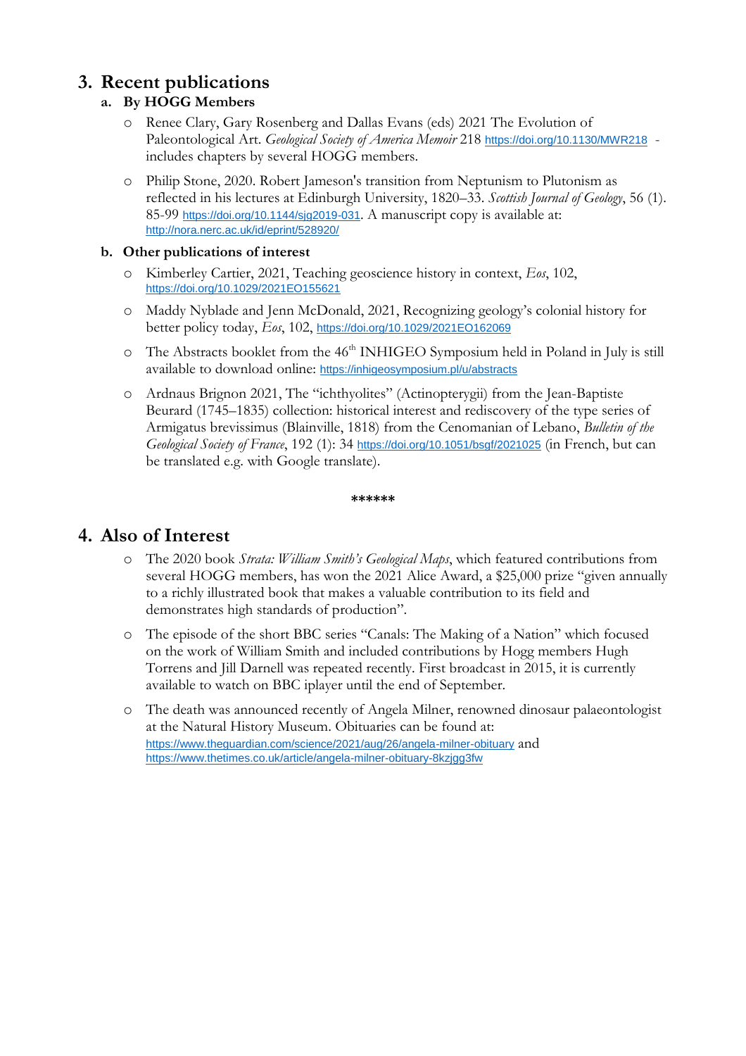## 3. Recent publications

### a. By HOGG Members

- Renee Clary, Gary Rosenberg and Dallas Evans (eds) 2021 The Evolution of Paleontological Art. *Geological Society of America Memoir* 218 https://doi.org/10.1130/MWR218 - includes chapters by several HOGG members.
- Philip Stone, 2020. Robert Jameson's transition from Neptunism to Plutonism as reflected in his lectures at Edinburgh University, 1820–33. *Scottish Journal of Geology*, 56 (1). 85-99 https://doi.org/10.1144/sjg2019-031. A manuscript copy is available at: http://nora.nerc.ac.uk/id/eprint/528920/

### b. Other publications of interest

- Kimberley Cartier, 2021, Teaching geoscience history in context, *Eos*, 102, https://doi.org/10.1029/2021EO155621
- Maddy Nyblade and Jenn McDonald, 2021, Recognizing geology's colonial history for better policy today, *Eos*, 102, https://doi.org/10.1029/2021EO162069
- The Abstracts booklet from the 46th INHIGEO Symposium held in Poland in July is still available to download online: https://inhigeosymposium.pl/u/abstracts
- Ardnaus Brignon 2021, The "ichthyolites" (Actinopterygii) from the Jean-Baptiste Beurard (1745–1835) collection: historical interest and rediscovery of the type series of Armigatus brevissimus (Blainville, 1818) from the Cenomanian of Lebano, *Bulletin of the Geological Society of France*, 192 (1): 34 https://doi.org/10.1051/bsgf/2021025 (in French, but can be translated e.g. with Google translate).

******

## 4. Also of Interest

- The 2020 book *Strata: William Smith's Geological Maps*, which featured contributions from several HOGG members, has won the 2021 Alice Award, a $25,000 prize "given annually to a richly illustrated book that makes a valuable contribution to its field and demonstrates high standards of production".
- The episode of the short BBC series "Canals: The Making of a Nation" which focused on the work of William Smith and included contributions by Hogg members Hugh Torrens and Jill Darnell was repeated recently. First broadcast in 2015, it is currently available to watch on BBC iplayer until the end of September.
- The death was announced recently of Angela Milner, renowned dinosaur palaeontologist at the Natural History Museum. Obituaries can be found at: https://www.theguardian.com/science/2021/aug/26/angela-milner-obituary and https://www.thetimes.co.uk/article/angela-milner-obituary-8kzjgg3fw